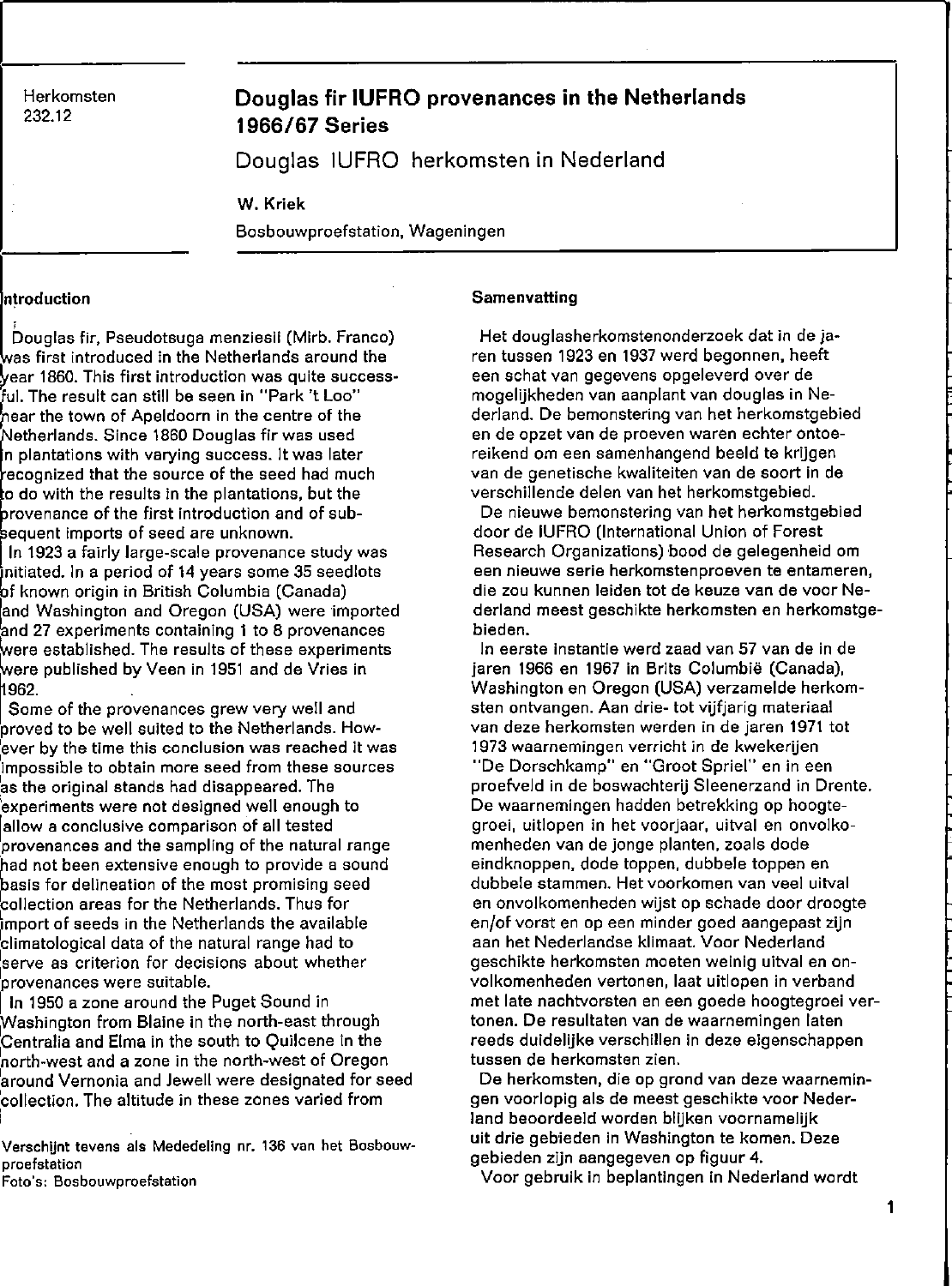Herkomsten
232.12

# Douglas fir IUFRO provenances in the Netherlands 1966/67 Series

## Douglas IUFRO herkomsten in Nederland

**W. Kriek**

Bosbouwproefstation, Wageningen

## Introduction

Douglas fir, Pseudotsuga menziesii (Mirb. Franco) was first introduced in the Netherlands around the year 1860. This first introduction was quite successful. The result can still be seen in "Park 't Loo" near the town of Apeldoorn in the centre of the Netherlands. Since 1860 Douglas fir was used in plantations with varying success. It was later recognized that the source of the seed had much to do with the results in the plantations, but the provenance of the first introduction and of subsequent imports of seed are unknown.

In 1923 a fairly large-scale provenance study was initiated. In a period of 14 years some 35 seedlots of known origin in British Columbia (Canada) and Washington and Oregon (USA) were imported and 27 experiments containing 1 to 8 provenances were established. The results of these experiments were published by Veen in 1951 and de Vries in 1962.

Some of the provenances grew very well and proved to be well suited to the Netherlands. However by the time this conclusion was reached it was impossible to obtain more seed from these sources as the original stands had disappeared. The experiments were not designed well enough to allow a conclusive comparison of all tested provenances and the sampling of the natural range had not been extensive enough to provide a sound basis for delineation of the most promising seed collection areas for the Netherlands. Thus for import of seeds in the Netherlands the available climatological data of the natural range had to serve as criterion for decisions about whether provenances were suitable.

In 1950 a zone around the Puget Sound in Washington from Blaine in the north-east through Centralia and Elma in the south to Quilcene in the north-west and a zone in the north-west of Oregon around Vernonia and Jewell were designated for seed collection. The altitude in these zones varied from

Verschijnt tevens als Mededeling nr. 136 van het Bosbouwproefstation
Foto's: Bosbouwproefstation

## Samenvatting

Het douglasherkomstenonderzoek dat in de jaren tussen 1923 en 1937 werd begonnen, heeft een schat van gegevens opgeleverd over de mogelijkheden van aanplant van douglas in Nederland. De bemonstering van het herkomstgebied en de opzet van de proeven waren echter ontoereikend om een samenhangend beeld te krijgen van de genetische kwaliteiten van de soort in de verschillende delen van het herkomstgebied.

De nieuwe bemonstering van het herkomstgebied door de IUFRO (International Union of Forest Research Organizations) bood de gelegenheid om een nieuwe serie herkomstenproeven te entameren, die zou kunnen leiden tot de keuze van de voor Nederland meest geschikte herkomsten en herkomstgebieden.

In eerste instantie werd zaad van 57 van de in de jaren 1966 en 1967 in Brits Columbië (Canada), Washington en Oregon (USA) verzamelde herkomsten ontvangen. Aan drie- tot vijfjarig materiaal van deze herkomsten werden in de jaren 1971 tot 1973 waarnemingen verricht in de kwekerijen "De Dorschkamp" en "Groot Spriel" en in een proefveld in de boswachterij Sleenerzand in Drente. De waarnemingen hadden betrekking op hoogtegroei, uitlopen in het voorjaar, uitval en onvolkomenheden van de jonge planten, zoals dode eindknoppen, dode toppen, dubbele toppen en dubbele stammen. Het voorkomen van veel uitval en onvolkomenheden wijst op schade door droogte en/of vorst en op een minder goed aangepast zijn aan het Nederlandse klimaat. Voor Nederland geschikte herkomsten moeten weinig uitval en onvolkomenheden vertonen, laat uitlopen in verband met late nachtvorsten en een goede hoogtegroei vertonen. De resultaten van de waarnemingen laten reeds duidelijke verschillen in deze eigenschappen tussen de herkomsten zien.

De herkomsten, die op grond van deze waarnemingen voorlopig als de meest geschikte voor Nederland beoordeeld worden blijken voornamelijk uit drie gebieden in Washington te komen. Deze gebieden zijn aangegeven op figuur 4.

Voor gebruik in beplantingen in Nederland wordt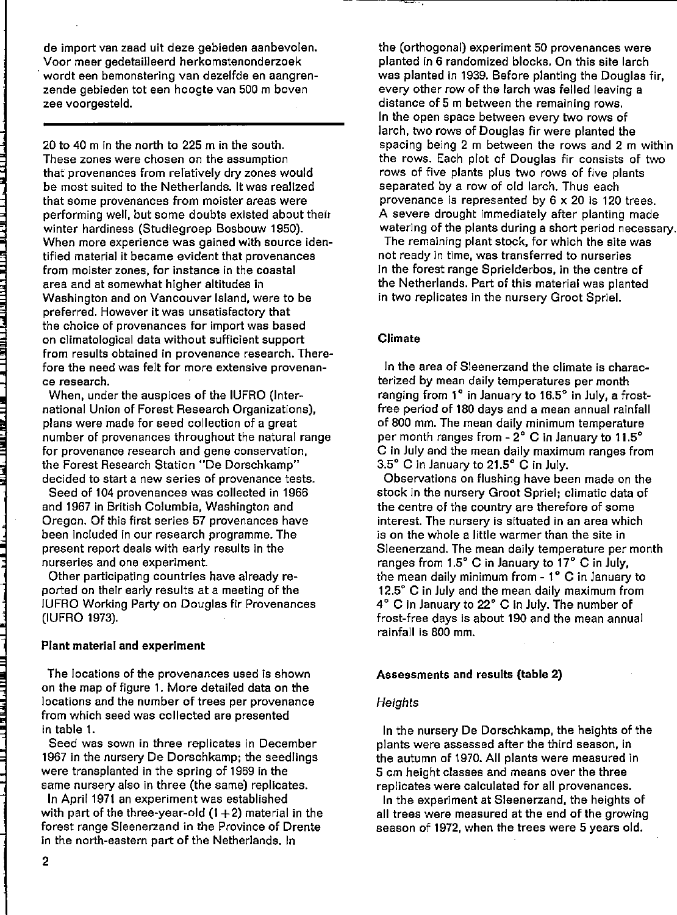de import van zaad uit deze gebieden aanbevolen. Voor meer gedetailleerd herkomstenonderzoek wordt een bemonstering van dezelfde en aangrenzende gebieden tot een hoogte van 500 m boven zee voorgesteld.

---

20 to 40 m in the north to 225 m in the south. These zones were chosen on the assumption that provenances from relatively dry zones would be most suited to the Netherlands. It was realized that some provenances from moister areas were performing well, but some doubts existed about their winter hardiness (Studiegroep Bosbouw 1950). When more experience was gained with source identified material it became evident that provenances from moister zones, for instance in the coastal area and at somewhat higher altitudes in Washington and on Vancouver Island, were to be preferred. However it was unsatisfactory that the choice of provenances for import was based on climatological data without sufficient support from results obtained in provenance research. Therefore the need was felt for more extensive provenance research.

When, under the auspices of the IUFRO (International Union of Forest Research Organizations), plans were made for seed collection of a great number of provenances throughout the natural range for provenance research and gene conservation, the Forest Research Station "De Dorschkamp" decided to start a new series of provenance tests.

Seed of 104 provenances was collected in 1966 and 1967 in British Columbia, Washington and Oregon. Of this first series 57 provenances have been included in our research programme. The present report deals with early results in the nurseries and one experiment.

Other participating countries have already reported on their early results at a meeting of the IUFRO Working Party on Douglas fir Provenances (IUFRO 1973).

## Plant material and experiment

The locations of the provenances used is shown on the map of figure 1. More detailed data on the locations and the number of trees per provenance from which seed was collected are presented in table 1.

Seed was sown in three replicates in December 1967 in the nursery De Dorschkamp; the seedlings were transplanted in the spring of 1969 in the same nursery also in three (the same) replicates.

In April 1971 an experiment was established with part of the three-year-old (1+2) material in the forest range Sleenerzand in the Province of Drente in the north-eastern part of the Netherlands. In the (orthogonal) experiment 50 provenances were planted in 6 randomized blocks. On this site larch was planted in 1939. Before planting the Douglas fir, every other row of the larch was felled leaving a distance of 5 m between the remaining rows. In the open space between every two rows of larch, two rows of Douglas fir were planted the spacing being 2 m between the rows and 2 m within the rows. Each plot of Douglas fir consists of two rows of five plants plus two rows of five plants separated by a row of old larch. Thus each provenance is represented by 6 x 20 is 120 trees. A severe drought immediately after planting made watering of the plants during a short period necessary.

The remaining plant stock, for which the site was not ready in time, was transferred to nurseries in the forest range Sprielderbos, in the centre of the Netherlands. Part of this material was planted in two replicates in the nursery Groot Spriel.

## Climate

In the area of Sleenerzand the climate is characterized by mean daily temperatures per month ranging from 1° in January to 16.5° in July, a frost-free period of 180 days and a mean annual rainfall of 800 mm. The mean daily minimum temperature per month ranges from - 2° C in January to 11.5° C in July and the mean daily maximum ranges from 3.5° C in January to 21.5° C in July.

Observations on flushing have been made on the stock in the nursery Groot Spriel; climatic data of the centre of the country are therefore of some interest. The nursery is situated in an area which is on the whole a little warmer than the site in Sleenerzand. The mean daily temperature per month ranges from 1.5° C in January to 17° C in July, the mean daily minimum from - 1° C in January to 12.5° C in July and the mean daily maximum from 4° C in January to 22° C in July. The number of frost-free days is about 190 and the mean annual rainfall is 800 mm.

## Assessments and results (table 2)

### *Heights*

In the nursery De Dorschkamp, the heights of the plants were assessed after the third season, in the autumn of 1970. All plants were measured in 5 cm height classes and means over the three replicates were calculated for all provenances.

In the experiment at Sleenerzand, the heights of all trees were measured at the end of the growing season of 1972, when the trees were 5 years old.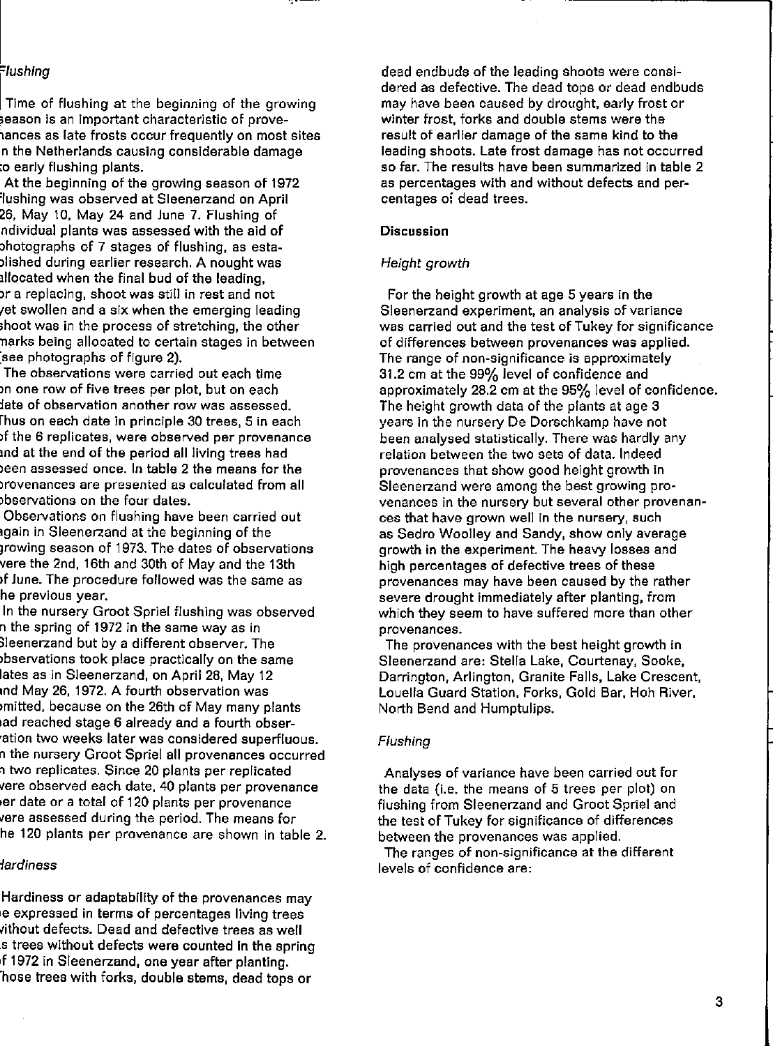### Flushing

Time of flushing at the beginning of the growing season is an important characteristic of provenances as late frosts occur frequently on most sites in the Netherlands causing considerable damage to early flushing plants.

At the beginning of the growing season of 1972 flushing was observed at Sleenerzand on April 26, May 10, May 24 and June 7. Flushing of individual plants was assessed with the aid of photographs of 7 stages of flushing, as established during earlier research. A nought was allocated when the final bud of the leading, or a replacing, shoot was still in rest and not yet swollen and a six when the emerging leading shoot was in the process of stretching, the other marks being allocated to certain stages in between (see photographs of figure 2).

The observations were carried out each time on one row of five trees per plot, but on each date of observation another row was assessed. Thus on each date in principle 30 trees, 5 in each of the 6 replicates, were observed per provenance and at the end of the period all living trees had been assessed once. In table 2 the means for the provenances are presented as calculated from all observations on the four dates.

Observations on flushing have been carried out again in Sleenerzand at the beginning of the growing season of 1973. The dates of observations were the 2nd, 16th and 30th of May and the 13th of June. The procedure followed was the same as the previous year.

In the nursery Groot Spriel flushing was observed in the spring of 1972 in the same way as in Sleenerzand but by a different observer. The observations took place practically on the same dates as in Sleenerzand, on April 28, May 12 and May 26, 1972. A fourth observation was omitted, because on the 26th of May many plants had reached stage 6 already and a fourth observation two weeks later was considered superfluous. In the nursery Groot Spriel all provenances occurred in two replicates. Since 20 plants per replicated were observed each date, 40 plants per provenance per date or a total of 120 plants per provenance were assessed during the period. The means for the 120 plants per provenance are shown in table 2.

### Hardiness

Hardiness or adaptability of the provenances may be expressed in terms of percentages living trees without defects. Dead and defective trees as well as trees without defects were counted in the spring of 1972 in Sleenerzand, one year after planting. Those trees with forks, double stems, dead tops or dead endbuds of the leading shoots were considered as defective. The dead tops or dead endbuds may have been caused by drought, early frost or winter frost, forks and double stems were the result of earlier damage of the same kind to the leading shoots. Late frost damage has not occurred so far. The results have been summarized in table 2 as percentages with and without defects and percentages of dead trees.

## Discussion

### Height growth

For the height growth at age 5 years in the Sleenerzand experiment, an analysis of variance was carried out and the test of Tukey for significance of differences between provenances was applied. The range of non-significance is approximately 31.2 cm at the 99% level of confidence and approximately 28.2 cm at the 95% level of confidence. The height growth data of the plants at age 3 years in the nursery De Dorschkamp have not been analysed statistically. There was hardly any relation between the two sets of data. Indeed provenances that show good height growth in Sleenerzand were among the best growing provenances in the nursery but several other provenances that have grown well in the nursery, such as Sedro Woolley and Sandy, show only average growth in the experiment. The heavy losses and high percentages of defective trees of these provenances may have been caused by the rather severe drought immediately after planting, from which they seem to have suffered more than other provenances.

The provenances with the best height growth in Sleenerzand are: Stella Lake, Courtenay, Sooke, Darrington, Arlington, Granite Falls, Lake Crescent, Louella Guard Station, Forks, Gold Bar, Hoh River, North Bend and Humptulips.

### Flushing

Analyses of variance have been carried out for the data (i.e. the means of 5 trees per plot) on flushing from Sleenerzand and Groot Spriel and the test of Tukey for significance of differences between the provenances was applied.

The ranges of non-significance at the different levels of confidence are: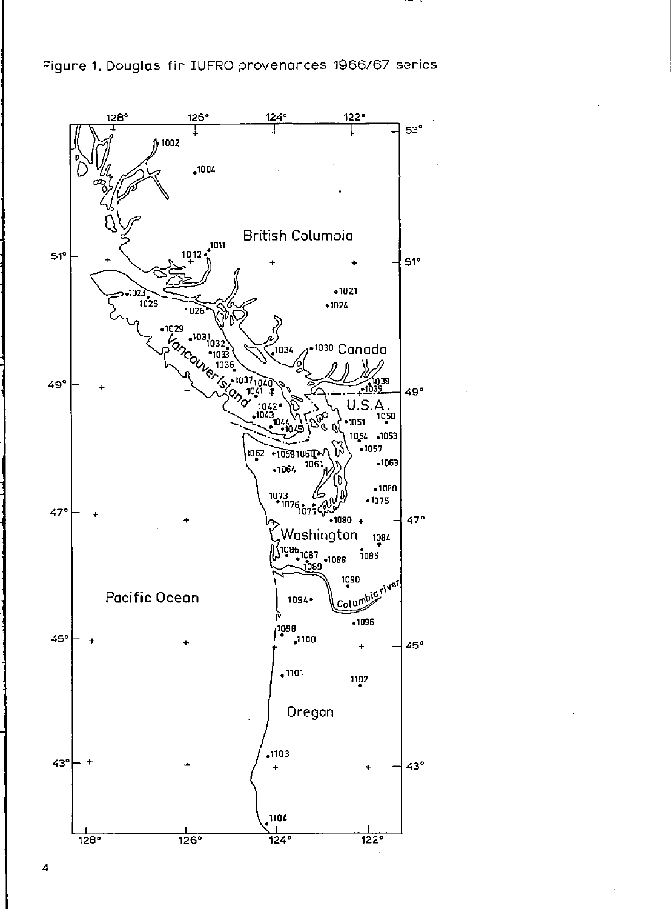Figure 1. Douglas fir IUFRO provenances 1966/67 series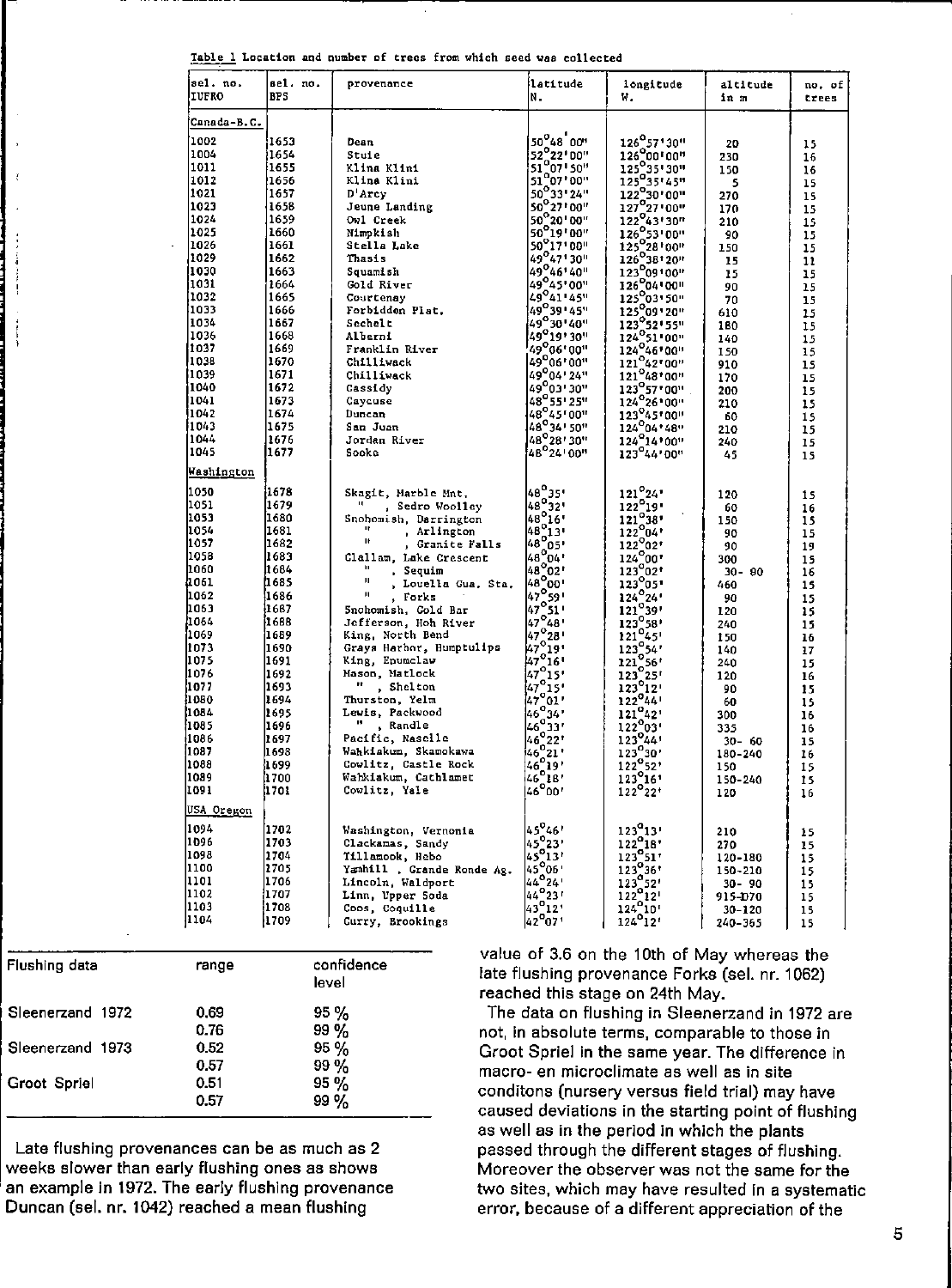Table 1 Location and number of trees from which seed was collected

| sel. no. IUFRO | sel. no. BPS | provenance | latitude N. | longitude W. | altitude in m | no. of trees |
|---|---|---|---|---|---|---|
| Canada-B.C. | | | | | | |
| 1002 | 1653 | Dean | 50°48'00" | 126°57'30" | 20 | 15 |
| 1004 | 1654 | Stuie | 52°22'00" | 126°00'00" | 230 | 16 |
| 1011 | 1655 | Klina Klini | 51°07'50" | 125°35'30" | 150 | 16 |
| 1012 | 1656 | Klina Klini | 51°07'00" | 125°35'45" | 5 | 15 |
| 1021 | 1657 | D'Arcy | 50°33'24" | 122°30'00" | 270 | 15 |
| 1023 | 1658 | Jeune Landing | 50°27'00" | 127°27'00" | 170 | 15 |
| 1024 | 1659 | Owl Creek | 50°20'00" | 122°43'30" | 210 | 15 |
| 1025 | 1660 | Nimpkish | 50°19'00" | 126°53'00" | 90 | 15 |
| 1026 | 1661 | Stella Lake | 50°17'00" | 125°28'00" | 150 | 15 |
| 1029 | 1662 | Thasis | 49°47'30" | 126°38'20" | 15 | 11 |
| 1030 | 1663 | Squamish | 49°46'40" | 123°09'00" | 15 | 15 |
| 1031 | 1664 | Gold River | 49°45'00" | 126°04'00" | 90 | 15 |
| 1032 | 1665 | Courtenay | 49°41'45" | 125°03'50" | 70 | 15 |
| 1033 | 1666 | Forbidden Plat. | 49°39'45" | 125°09'20" | 610 | 15 |
| 1034 | 1667 | Sechelt | 49°30'40" | 123°52'55" | 180 | 15 |
| 1036 | 1668 | Alberni | 49°19'30" | 124°51'00" | 140 | 15 |
| 1037 | 1669 | Franklin River | 49°06'00" | 124°46'00" | 150 | 15 |
| 1038 | 1670 | Chilliwack | 49°06'00" | 121°42'00" | 910 | 15 |
| 1039 | 1671 | Chilliwack | 49°04'24" | 121°48'00" | 170 | 15 |
| 1040 | 1672 | Cassidy | 49°03'30" | 123°57'00" | 200 | 15 |
| 1041 | 1673 | Caycuse | 48°55'25" | 124°26'00" | 210 | 15 |
| 1042 | 1674 | Duncan | 48°45'00" | 123°45'00" | 60 | 15 |
| 1043 | 1675 | San Juan | 48°34'50" | 124°04'48" | 210 | 15 |
| 1044 | 1676 | Jordan River | 48°28'30" | 124°14'00" | 240 | 15 |
| 1045 | 1677 | Sooke | 48°24'00" | 123°44'00" | 45 | 15 |
| Washington | | | | | | |
| 1050 | 1678 | Skagit, Marble Mnt. | 48°35' | 121°24' | 120 | 15 |
| 1051 | 1679 | " , Sedro Woolley | 48°32' | 122°19' | 60 | 16 |
| 1053 | 1680 | Snohomish, Darrington | 48°16' | 121°38' | 150 | 15 |
| 1054 | 1681 | " , Arlington | 48°13' | 122°04' | 90 | 15 |
| 1057 | 1682 | " , Granite Falls | 48°05' | 122°02' | 90 | 19 |
| 1058 | 1683 | Clallam, Lake Crescent | 48°04' | 124°00' | 300 | 15 |
| 1060 | 1684 | " , Sequim | 48°02' | 123°02' | 30- 80 | 16 |
| 1061 | 1685 | " , Louella Gua. Sta. | 48°00' | 123°05' | 460 | 15 |
| 1062 | 1686 | " , Forks | 47°59' | 124°24' | 90 | 15 |
| 1063 | 1687 | Snohomish, Gold Bar | 47°51' | 121°39' | 120 | 15 |
| 1064 | 1688 | Jefferson, Hoh River | 47°48' | 123°58' | 240 | 15 |
| 1069 | 1689 | King, North Bend | 47°28' | 121°45' | 150 | 16 |
| 1073 | 1690 | Grays Harbor, Humptulips | 47°19' | 123°54' | 140 | 17 |
| 1075 | 1691 | King, Enumclaw | 47°16' | 121°56' | 240 | 15 |
| 1076 | 1692 | Mason, Matlock | 47°15' | 123°25' | 120 | 16 |
| 1077 | 1693 | " , Shelton | 47°15' | 123°12' | 90 | 15 |
| 1080 | 1694 | Thurston, Yelm | 47°01' | 122°44' | 60 | 15 |
| 1084 | 1695 | Lewis, Packwood | 46°34' | 121°42' | 300 | 16 |
| 1085 | 1696 | " , Randle | 46°33' | 122°03' | 335 | 16 |
| 1086 | 1697 | Pacific, Naselle | 46°22' | 123°44' | 30- 60 | 15 |
| 1087 | 1698 | Wahkiakum, Skamokawa | 46°21' | 123°30' | 180-240 | 16 |
| 1088 | 1699 | Cowlitz, Castle Rock | 46°19' | 122°52' | 150 | 15 |
| 1089 | 1700 | Wahkiakum, Cathlamet | 46°18' | 123°16' | 150-240 | 15 |
| 1091 | 1701 | Cowlitz, Yale | 46°00' | 122°22' | 120 | 16 |
| USA Oregon | | | | | | |
| 1094 | 1702 | Washington, Vernonia | 45°46' | 123°13' | 210 | 15 |
| 1096 | 1703 | Clackamas, Sandy | 45°23' | 122°18' | 270 | 15 |
| 1098 | 1704 | Tillamook, Hebo | 45°13' | 123°51' | 120-180 | 15 |
| 1100 | 1705 | Yamhill , Grande Ronde Ag. | 45°06' | 123°36' | 150-210 | 15 |
| 1101 | 1706 | Lincoln, Waldport | 44°24' | 123°52' | 30- 90 | 15 |
| 1102 | 1707 | Linn, Upper Soda | 44°23' | 122°12' | 915-1070 | 15 |
| 1103 | 1708 | Coos, Coquille | 43°12' | 124°10' | 30-120 | 15 |
| 1104 | 1709 | Curry, Brookings | 42°07' | 124°12' | 240-365 | 15 |

| Flushing data | range | confidence level |
|---|---|---|
| Sleenerzand 1972 | 0.69 | 95 % |
| | 0.76 | 99 % |
| Sleenerzand 1973 | 0.52 | 95 % |
| | 0.57 | 99 % |
| Groot Spriel | 0.51 | 95 % |
| | 0.57 | 99 % |

Late flushing provenances can be as much as 2 weeks slower than early flushing ones as shows an example in 1972. The early flushing provenance Duncan (sel. nr. 1042) reached a mean flushing value of 3.6 on the 10th of May whereas the late flushing provenance Forks (sel. nr. 1062) reached this stage on 24th May.

The data on flushing in Sleenerzand in 1972 are not, in absolute terms, comparable to those in Groot Spriel in the same year. The difference in macro- en microclimate as well as in site conditons (nursery versus field trial) may have caused deviations in the starting point of flushing as well as in the period in which the plants passed through the different stages of flushing. Moreover the observer was not the same for the two sites, which may have resulted in a systematic error, because of a different appreciation of the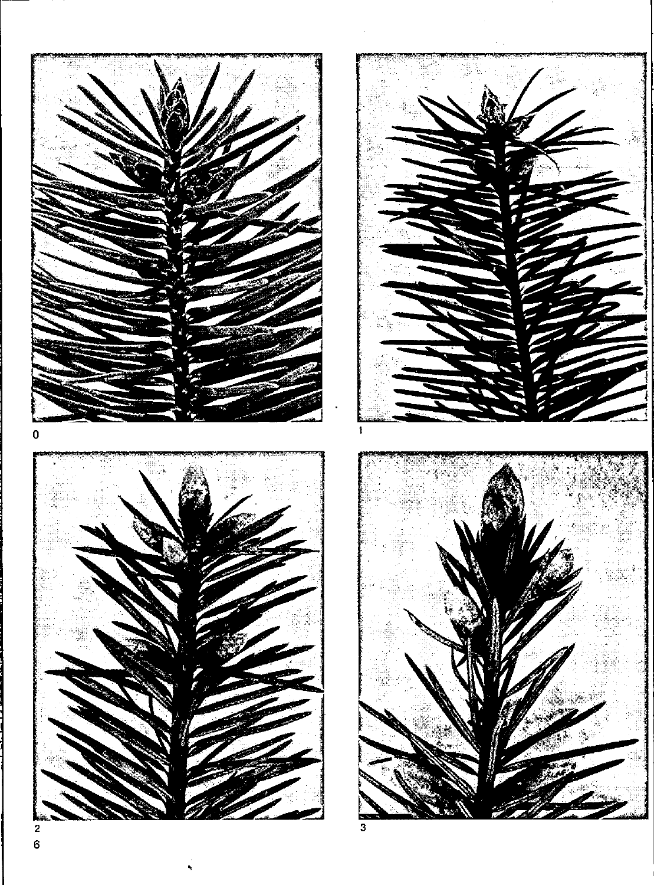0

1

2

3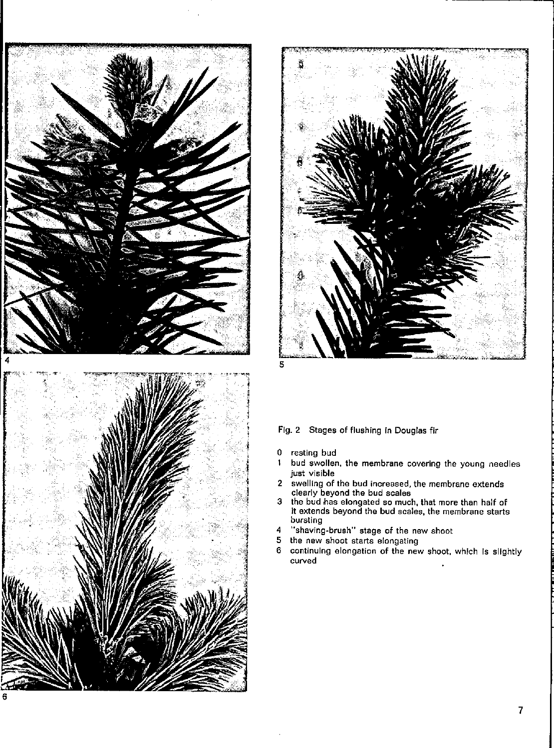4

5

6

Fig. 2 Stages of flushing in Douglas fir

0 resting bud
1 bud swollen, the membrane covering the young needles just visible
2 swelling of the bud increased, the membrane extends clearly beyond the bud scales
3 the bud has elongated so much, that more than half of it extends beyond the bud scales, the membrane starts bursting
4 "shaving-brush" stage of the new shoot
5 the new shoot starts elongating
6 continuing elongation of the new shoot, which is slightly curved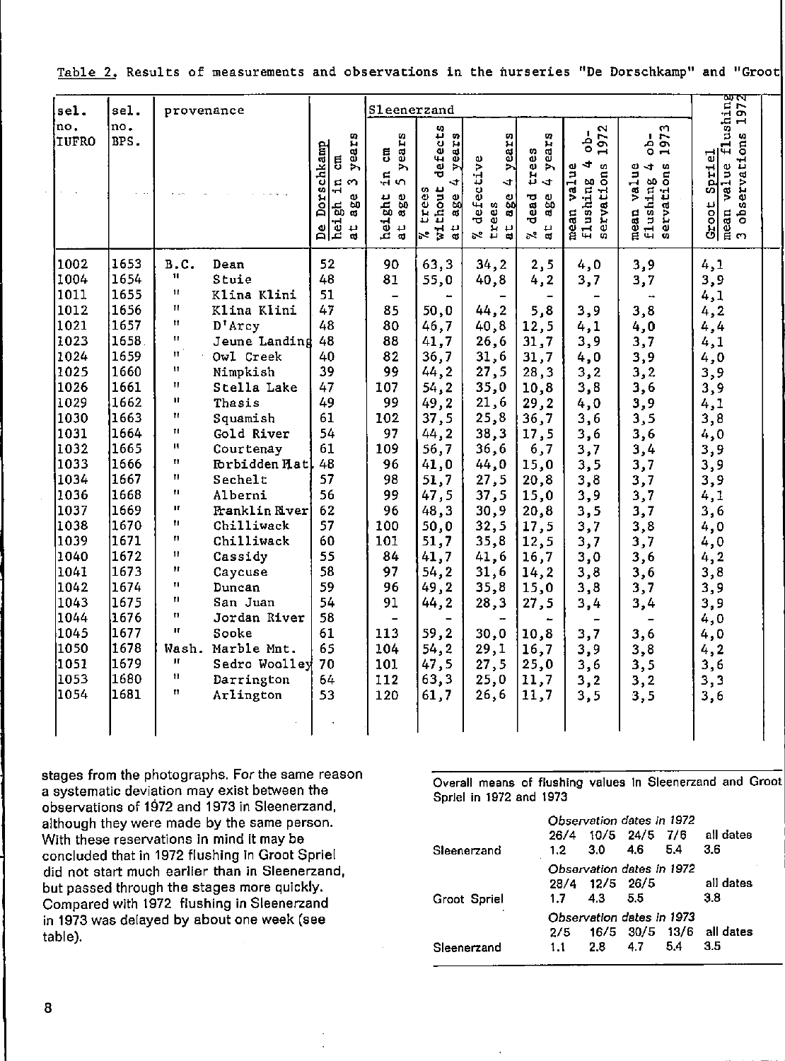Table 2. Results of measurements and observations in the nurseries "De Dorschkamp" and "Groot

| sel. no. IUFRO | sel. no. BPS. | provenance | | De Dorschkamp heigh in cm at age 3 years | Sleenerzand | | | | | | Groot Spriel |
|---|---|---|---|---|---|---|---|---|---|---|---|
| | | | | | height in cm at age 5 years | % trees without defects at age 4 years | % defective trees at age 4 years | % dead trees at age 4 years | mean value flushing 4 observations 1972 | mean value flushing 4 observations 1973 | mean value flushing 3 observations 1972 |
| 1002 | 1653 | B.C. | Dean | 52 | 90 | 63,3 | 34,2 | 2,5 | 4,0 | 3,9 | 4,1 |
| 1004 | 1654 | " | Stuie | 48 | 81 | 55,0 | 40,8 | 4,2 | 3,7 | 3,7 | 3,9 |
| 1011 | 1655 | " | Klina Klini | 51 | - | - | - | - | - | - | 4,1 |
| 1012 | 1656 | " | Klina Klini | 47 | 85 | 50,0 | 44,2 | 5,8 | 3,9 | 3,8 | 4,2 |
| 1021 | 1657 | " | D'Arcy | 48 | 80 | 46,7 | 40,8 | 12,5 | 4,1 | 4,0 | 4,4 |
| 1023 | 1658 | " | Jeune Landing | 48 | 88 | 41,7 | 26,6 | 31,7 | 3,9 | 3,7 | 4,1 |
| 1024 | 1659 | " | Owl Creek | 40 | 82 | 36,7 | 31,6 | 31,7 | 4,0 | 3,9 | 4,0 |
| 1025 | 1660 | " | Nimpkish | 39 | 99 | 44,2 | 27,5 | 28,3 | 3,2 | 3,2 | 3,9 |
| 1026 | 1661 | " | Stella Lake | 47 | 107 | 54,2 | 35,0 | 10,8 | 3,8 | 3,6 | 3,9 |
| 1029 | 1662 | " | Thasis | 49 | 99 | 49,2 | 21,6 | 29,2 | 4,0 | 3,9 | 4,1 |
| 1030 | 1663 | " | Squamish | 61 | 102 | 37,5 | 25,8 | 36,7 | 3,6 | 3,5 | 3,8 |
| 1031 | 1664 | " | Gold River | 54 | 97 | 44,2 | 38,3 | 17,5 | 3,6 | 3,6 | 4,0 |
| 1032 | 1665 | " | Courtenay | 61 | 109 | 56,7 | 36,6 | 6,7 | 3,7 | 3,4 | 3,9 |
| 1033 | 1666 | " | Forbidden Flat | 48 | 96 | 41,0 | 44,0 | 15,0 | 3,5 | 3,7 | 3,9 |
| 1034 | 1667 | " | Sechelt | 57 | 98 | 51,7 | 27,5 | 20,8 | 3,8 | 3,7 | 3,9 |
| 1036 | 1668 | " | Alberni | 56 | 99 | 47,5 | 37,5 | 15,0 | 3,9 | 3,7 | 4,1 |
| 1037 | 1669 | " | Franklin River | 62 | 96 | 48,3 | 30,9 | 20,8 | 3,5 | 3,7 | 3,6 |
| 1038 | 1670 | " | Chilliwack | 57 | 100 | 50,0 | 32,5 | 17,5 | 3,7 | 3,8 | 4,0 |
| 1039 | 1671 | " | Chilliwack | 60 | 101 | 51,7 | 35,8 | 12,5 | 3,7 | 3,7 | 4,0 |
| 1040 | 1672 | " | Cassidy | 55 | 84 | 41,7 | 41,6 | 16,7 | 3,0 | 3,6 | 4,2 |
| 1041 | 1673 | " | Caycuse | 58 | 97 | 54,2 | 31,6 | 14,2 | 3,8 | 3,6 | 3,8 |
| 1042 | 1674 | " | Duncan | 59 | 96 | 49,2 | 35,8 | 15,0 | 3,8 | 3,7 | 3,9 |
| 1043 | 1675 | " | San Juan | 54 | 91 | 44,2 | 28,3 | 27,5 | 3,4 | 3,4 | 3,9 |
| 1044 | 1676 | " | Jordan River | 58 | - | - | - | - | - | - | 4,0 |
| 1045 | 1677 | " | Sooke | 61 | 113 | 59,2 | 30,0 | 10,8 | 3,7 | 3,6 | 4,0 |
| 1050 | 1678 | Wash. | Marble Mnt. | 65 | 104 | 54,2 | 29,1 | 16,7 | 3,9 | 3,8 | 4,2 |
| 1051 | 1679 | " | Sedro Woolley | 70 | 101 | 47,5 | 27,5 | 25,0 | 3,6 | 3,5 | 3,6 |
| 1053 | 1680 | " | Darrington | 64 | 112 | 63,3 | 25,0 | 11,7 | 3,2 | 3,2 | 3,3 |
| 1054 | 1681 | " | Arlington | 53 | 120 | 61,7 | 26,6 | 11,7 | 3,5 | 3,5 | 3,6 |

stages from the photographs. For the same reason a systematic deviation may exist between the observations of 1972 and 1973 in Sleenerzand, although they were made by the same person. With these reservations in mind it may be concluded that in 1972 flushing in Groot Spriel did not start much earlier than in Sleenerzand, but passed through the stages more quickly. Compared with 1972 flushing in Sleenerzand in 1973 was delayed by about one week (see table).

Overall means of flushing values in Sleenerzand and Groot Spriel in 1972 and 1973

| | *Observation dates in 1972* | | | | |
|---|---|---|---|---|---|
| | 26/4 | 10/5 | 24/5 | 7/6 | all dates |
| Sleenerzand | 1.2 | 3.0 | 4.6 | 5.4 | 3.6 |
| | *Observation dates in 1972* | | | | |
| | 28/4 | 12/5 | 26/5 | | all dates |
| Groot Spriel | 1.7 | 4.3 | 5.5 | | 3.8 |
| | *Observation dates in 1973* | | | | |
| | 2/5 | 16/5 | 30/5 | 13/6 | all dates |
| Sleenerzand | 1.1 | 2.8 | 4.7 | 5.4 | 3.5 |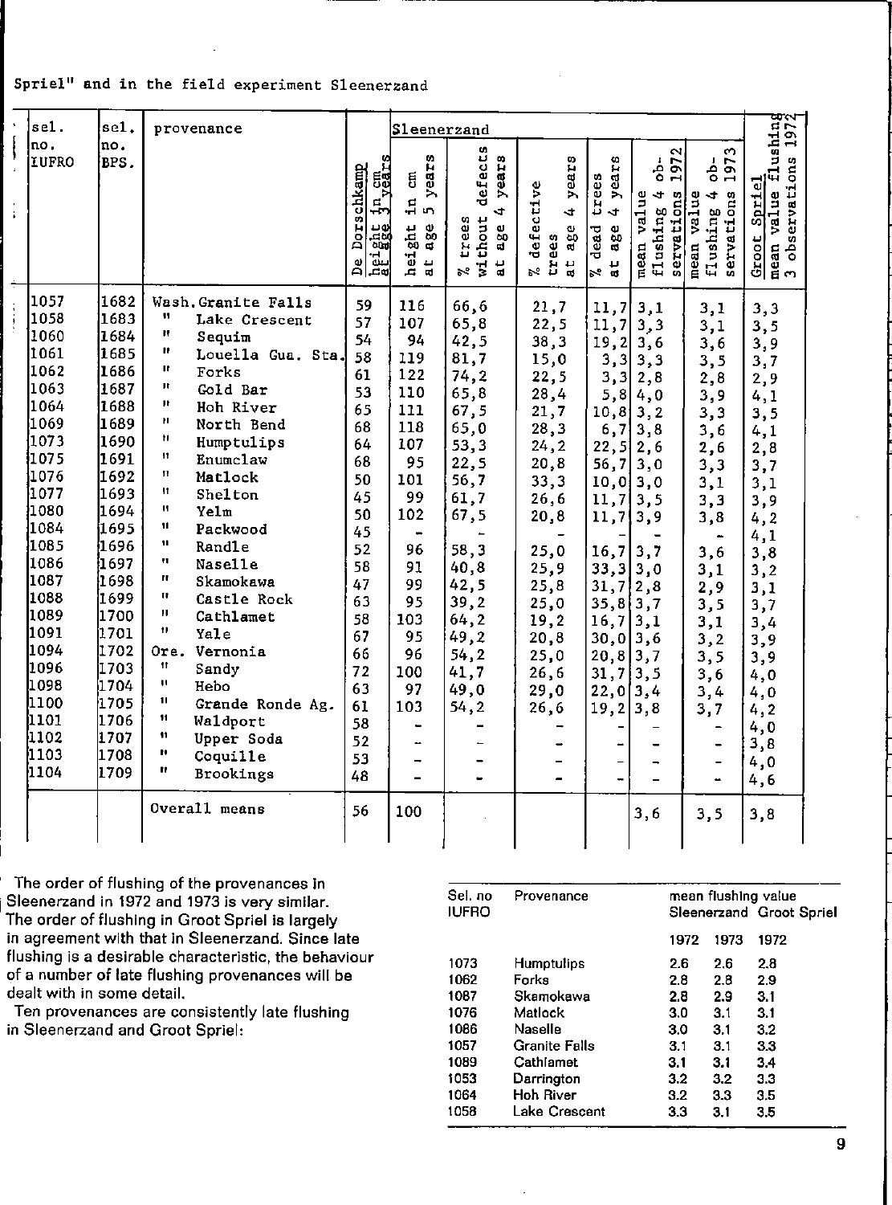Spriel" and in the field experiment Sleenerzand

| sel. no. IUFRO | sel. no. BPS. | provenance | De Dorschkamp height in cm at age 3 years | Sleenerzand height in cm at age 5 years | % trees without defects at age 4 years | % defective trees at age 4 years | % dead trees at age 4 years | mean value flushing 4 observations 1972 | mean value flushing 4 observations 1973 | Groot Spriel mean value flushing 3 observations 1972 |
|---|---|---|---|---|---|---|---|---|---|---|
| 1057 | 1682 | Wash. Granite Falls | 59 | 116 | 66,6 | 21,7 | 11,7 | 3,1 | 3,1 | 3,3 |
| 1058 | 1683 | " Lake Crescent | 57 | 107 | 65,8 | 22,5 | 11,7 | 3,3 | 3,1 | 3,5 |
| 1060 | 1684 | " Sequim | 54 | 94 | 42,5 | 38,3 | 19,2 | 3,6 | 3,6 | 3,9 |
| 1061 | 1685 | " Louella Gua. Sta. | 58 | 119 | 81,7 | 15,0 | 3,3 | 3,3 | 3,5 | 3,7 |
| 1062 | 1686 | " Forks | 61 | 122 | 74,2 | 22,5 | 3,3 | 2,8 | 2,8 | 2,9 |
| 1063 | 1687 | " Gold Bar | 53 | 110 | 65,8 | 28,4 | 5,8 | 4,0 | 3,9 | 4,1 |
| 1064 | 1688 | " Hoh River | 65 | 111 | 67,5 | 21,7 | 10,8 | 3,2 | 3,3 | 3,5 |
| 1069 | 1689 | " North Bend | 68 | 118 | 65,0 | 28,3 | 6,7 | 3,8 | 3,6 | 4,1 |
| 1073 | 1690 | " Humptulips | 64 | 107 | 53,3 | 24,2 | 22,5 | 2,6 | 2,6 | 2,8 |
| 1075 | 1691 | " Enumclaw | 68 | 95 | 22,5 | 20,8 | 56,7 | 3,0 | 3,3 | 3,7 |
| 1076 | 1692 | " Matlock | 50 | 101 | 56,7 | 33,3 | 10,0 | 3,0 | 3,1 | 3,1 |
| 1077 | 1693 | " Shelton | 45 | 99 | 61,7 | 26,6 | 11,7 | 3,5 | 3,3 | 3,9 |
| 1080 | 1694 | " Yelm | 50 | 102 | 67,5 | 20,8 | 11,7 | 3,9 | 3,8 | 4,2 |
| 1084 | 1695 | " Packwood | 45 | - | - | - | - | - | - | 4,1 |
| 1085 | 1696 | " Randle | 52 | 96 | 58,3 | 25,0 | 16,7 | 3,7 | 3,6 | 3,8 |
| 1086 | 1697 | " Naselle | 58 | 91 | 40,8 | 25,9 | 33,3 | 3,0 | 3,1 | 3,2 |
| 1087 | 1698 | " Skamokawa | 47 | 99 | 42,5 | 25,8 | 31,7 | 2,8 | 2,9 | 3,1 |
| 1088 | 1699 | " Castle Rock | 63 | 95 | 39,2 | 25,0 | 35,8 | 3,7 | 3,5 | 3,7 |
| 1089 | 1700 | " Cathlamet | 58 | 103 | 64,2 | 19,2 | 16,7 | 3,1 | 3,1 | 3,4 |
| 1091 | 1701 | " Yale | 67 | 95 | 49,2 | 20,8 | 30,0 | 3,6 | 3,2 | 3,9 |
| 1094 | 1702 | Ore. Vernonia | 66 | 96 | 54,2 | 25,0 | 20,8 | 3,7 | 3,5 | 3,9 |
| 1096 | 1703 | " Sandy | 72 | 100 | 41,7 | 26,6 | 31,7 | 3,5 | 3,6 | 4,0 |
| 1098 | 1704 | " Hebo | 63 | 97 | 49,0 | 29,0 | 22,0 | 3,4 | 3,4 | 4,0 |
| 1100 | 1705 | " Grande Ronde Ag. | 61 | 103 | 54,2 | 26,6 | 19,2 | 3,8 | 3,7 | 4,2 |
| 1101 | 1706 | " Waldport | 58 | - | - | - | - | - | - | 4,0 |
| 1102 | 1707 | " Upper Soda | 52 | - | - | - | - | - | - | 3,8 |
| 1103 | 1708 | " Coquille | 53 | - | - | - | - | - | - | 4,0 |
| 1104 | 1709 | " Brookings | 48 | - | - | - | - | - | - | 4,6 |
| | | Overall means | 56 | 100 | | | | 3,6 | 3,5 | 3,8 |

The order of flushing of the provenances in Sleenerzand in 1972 and 1973 is very similar. The order of flushing in Groot Spriel is largely in agreement with that in Sleenerzand. Since late flushing is a desirable characteristic, the behaviour of a number of late flushing provenances will be dealt with in some detail.

Ten provenances are consistently late flushing in Sleenerzand and Groot Spriel:

| Sel. no IUFRO | Provenance | mean flushing value Sleenerzand 1972 | Sleenerzand 1973 | Groot Spriel 1972 |
|---|---|---|---|---|
| 1073 | Humptulips | 2.6 | 2.6 | 2.8 |
| 1062 | Forks | 2.8 | 2.8 | 2.9 |
| 1087 | Skamokawa | 2.8 | 2.9 | 3.1 |
| 1076 | Matlock | 3.0 | 3.1 | 3.1 |
| 1086 | Naselle | 3.0 | 3.1 | 3.2 |
| 1057 | Granite Falls | 3.1 | 3.1 | 3.3 |
| 1089 | Cathlamet | 3.1 | 3.1 | 3.4 |
| 1053 | Darrington | 3.2 | 3.2 | 3.3 |
| 1064 | Hoh River | 3.2 | 3.3 | 3.5 |
| 1058 | Lake Crescent | 3.3 | 3.1 | 3.5 |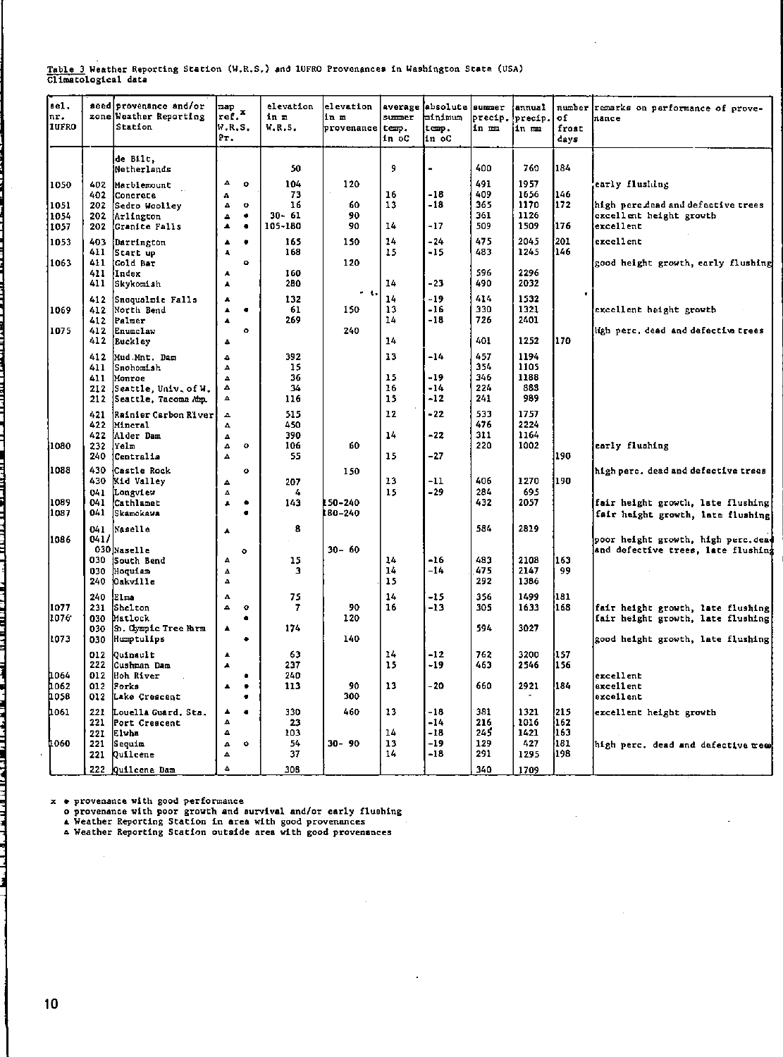Table 3 Weather Reporting Station (W.R.S.) and IUFRO Provenances in Washington State (USA)
Climatological data

| sel. nr. IUFRO | seed zone | provenance and/or Weather Reporting Station | map ref.[x] W.R.S. Pr. | elevation in m W.R.S. | elevation in m provenance | average summer temp. in oC | absolute minimum temp. in oC | summer precip. in mm | annual precip. in mm | number of frost days | remarks on performance of provenance |
|---|---|---|---|---|---|---|---|---|---|---|---|
| | | de Bilt, Netherlands | | 50 | | 9 | - | 400 | 760 | 184 | |
| 1050 | 402 | Marblemount | △ o | 104 | 120 | | | 491 | 1957 | | early flushing |
| | 402 | Concrete | △ | 73 | | 16 | -18 | 409 | 1656 | 146 | |
| 1051 | 202 | Sedro Woolley | △ o | 16 | 60 | 13 | -18 | 365 | 1170 | 172 | high perc.dead and defective trees |
| 1054 | 202 | Arlington | ▲ • | 30- 61 | 90 | | | 361 | 1126 | | excellent height growth |
| 1057 | 202 | Granite Falls | ▲ • | 105-180 | 90 | 14 | -17 | 509 | 1509 | 176 | excellent |
| 1053 | 403 | Darrington | ▲ • | 165 | 150 | 14 | -24 | 475 | 2045 | 201 | excellent |
| | 411 | Start up | ▲ | 168 | | 15 | -15 | 483 | 1245 | 146 | |
| 1063 | 411 | Gold Bar | o | | 120 | | | | | | good height growth, early flushing |
| | 411 | Index | ▲ | 160 | | | | 596 | 2296 | | |
| | 411 | Skykomish | ▲ | 280 | | 14 | -23 | 490 | 2032 | | |
| | 412 | Snoqualmie Falls | ▲ | 132 | | 14 | -19 | 414 | 1532 | | |
| 1069 | 412 | North Bend | ▲ • | 61 | 150 | 13 | -16 | 330 | 1321 | | excellent height growth |
| | 412 | Palmer | ▲ | 269 | | 14 | -18 | 726 | 2401 | | |
| 1075 | 412 | Enumclaw | o | | 240 | | | | | | high perc. dead and defective trees |
| | 412 | Buckley | ▲ | | | 14 | | 401 | 1252 | 170 | |
| | 412 | Mud Mnt. Dam | △ | 392 | | 13 | -14 | 457 | 1194 | | |
| | 411 | Snohomish | △ | 15 | | | | 354 | 1105 | | |
| | 411 | Monroe | △ | 36 | | 15 | -19 | 346 | 1188 | | |
| | 212 | Seattle, Univ. of W. | △ | 34 | | 16 | -14 | 224 | 888 | | |
| | 212 | Seattle, Tacoma Arp. | △ | 116 | | 15 | -12 | 241 | 989 | | |
| | 421 | Rainier Carbon River | △ | 515 | | 12 | -22 | 533 | 1757 | | |
| | 422 | Mineral | △ | 450 | | | | 476 | 2224 | | |
| | 422 | Alder Dam | △ | 390 | | 14 | -22 | 311 | 1164 | | |
| 1080 | 232 | Yelm | △ o | 106 | 60 | | | 220 | 1002 | | early flushing |
| | 240 | Centralia | △ | 55 | | 15 | -27 | | | 190 | |
| 1088 | 430 | Castle Rock | o | | 150 | | | | | | high perc. dead and defective trees |
| | 430 | Kid Valley | △ | 207 | | 13 | -11 | 406 | 1270 | 190 | |
| | 041 | Longview | △ | 4 | | 15 | -29 | 284 | 695 | | |
| 1089 | 041 | Cathlamet | ▲ • | 143 | 150-240 | | | 432 | 2057 | | fair height growth, late flushing |
| 1087 | 041 | Skamokawa | • | | 180-240 | | | | | | fair height growth, late flushing |
| | 041 | Naselle | ▲ | 8 | | | | 584 | 2819 | | |
| 1086 | 041/030 | Naselle | o | | 30- 60 | | | | | | poor height growth, high perc. dead and defective trees, late flushing |
| | 030 | South Bend | △ | 15 | | 14 | -16 | 483 | 2108 | 163 | |
| | 030 | Hoquiam | △ | 3 | | 14 | -14 | 475 | 2147 | 99 | |
| | 240 | Oakville | △ | | | 15 | | 292 | 1386 | | |
| | 240 | Elma | △ | 75 | | 14 | -15 | 356 | 1499 | 181 | |
| 1077 | 231 | Shelton | △ o | 7 | 90 | 16 | -13 | 305 | 1633 | 168 | fair height growth, late flushing |
| 1076 | 030 | Matlock | • | | 120 | | | | | | fair height growth, late flushing |
| | 030 | So. Olympic Tree Farm | ▲ | 174 | | | | 594 | 3027 | | |
| 1073 | 030 | Humptulips | • | | 140 | | | | | | good height growth, late flushing |
| | 012 | Quinault | ▲ | 63 | | 14 | -12 | 762 | 3200 | 157 | |
| | 222 | Cushman Dam | ▲ | 237 | | 15 | -19 | 463 | 2546 | 156 | |
| 1064 | 012 | Hoh River | • | 240 | | | | | | | excellent |
| 1062 | 012 | Forks | ▲ • | 113 | 90 | 13 | -20 | 660 | 2921 | 184 | excellent |
| 1058 | 012 | Lake Crescent | • | | 300 | | | | - | | excellent |
| 1061 | 221 | Louella Guard. Sta. | ▲ • | 330 | 460 | 13 | -18 | 381 | 1321 | 215 | excellent height growth |
| | 221 | Port Crescent | △ | 23 | | | -14 | 216 | 1016 | 162 | |
| | 221 | Elwha | △ | 103 | | 14 | -18 | 245 | 1421 | 163 | |
| 1060 | 221 | Sequim | △ o | 54 | 30- 90 | 13 | -19 | 129 | 427 | 181 | high perc. dead and defective trees |
| | 221 | Quilcene | △ | 37 | | 14 | -18 | 291 | 1295 | 198 | |
| | 222 | Quilcene Dam | △ | 308 | | | | 340 | 1709 | | |

x • provenance with good performance
o provenance with poor growth and survival and/or early flushing
▲ Weather Reporting Station in area with good provenances
△ Weather Reporting Station outside area with good provenances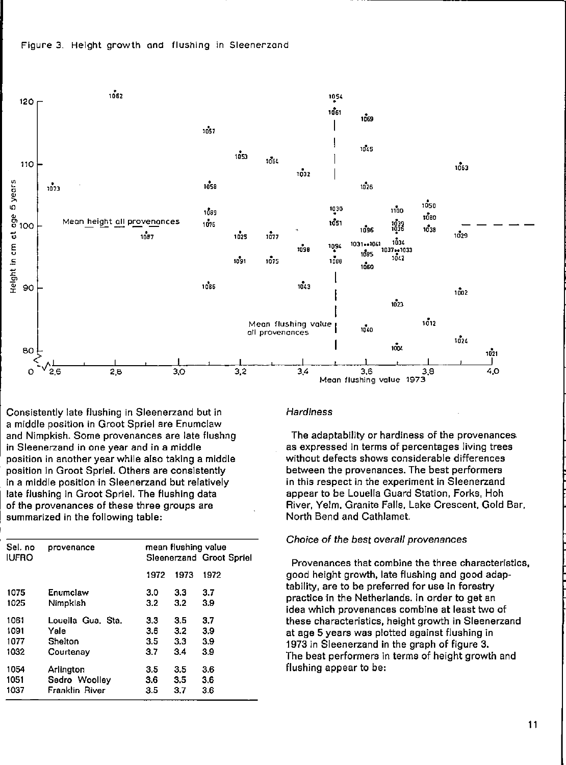Figure 3. Height growth and flushing in Sleenerzand

Consistently late flushing in Sleenerzand but in a middle position in Groot Spriel are Enumclaw and Nimpkish. Some provenances are late flushng in Sleenerzand in one year and in a middle position in another year while also taking a middle position in Groot Spriel. Others are consistently in a middle position in Sleenerzand but relatively late flushing in Groot Spriel. The flushing data of the provenances of these three groups are summarized in the following table:

| Sel. no IUFRO | provenance | mean flushing value | | |
|---|---|---|---|---|
| | | Sleenerzand | | Groot Spriel |
| | | 1972 | 1973 | 1972 |
| 1075 | Enumclaw | 3.0 | 3.3 | 3.7 |
| 1025 | Nimpkish | 3.2 | 3.2 | 3.9 |
| 1061 | Louella Gua. Sta. | 3.3 | 3.5 | 3.7 |
| 1091 | Yale | 3.6 | 3.2 | 3.9 |
| 1077 | Shelton | 3.5 | 3.3 | 3.9 |
| 1032 | Courtenay | 3.7 | 3.4 | 3.9 |
| 1054 | Arlington | 3.5 | 3.5 | 3.6 |
| 1051 | Sedro Woolley | 3.6 | 3.5 | 3.6 |
| 1037 | Franklin River | 3.5 | 3.7 | 3.6 |

*Hardiness*

The adaptability or hardiness of the provenances as expressed in terms of percentages living trees without defects shows considerable differences between the provenances. The best performers in this respect in the experiment in Sleenerzand appear to be Louella Guard Station, Forks, Hoh River, Yelm, Granite Falls, Lake Crescent, Gold Bar, North Bend and Cathlamet.

*Choice of the best overall provenances*

Provenances that combine the three characteristics, good height growth, late flushing and good adaptability, are to be preferred for use in forestry practice in the Netherlands. In order to get an idea which provenances combine at least two of these characteristics, height growth in Sleenerzand at age 5 years was plotted against flushing in 1973 in Sleenerzand in the graph of figure 3. The best performers in terms of height growth and flushing appear to be: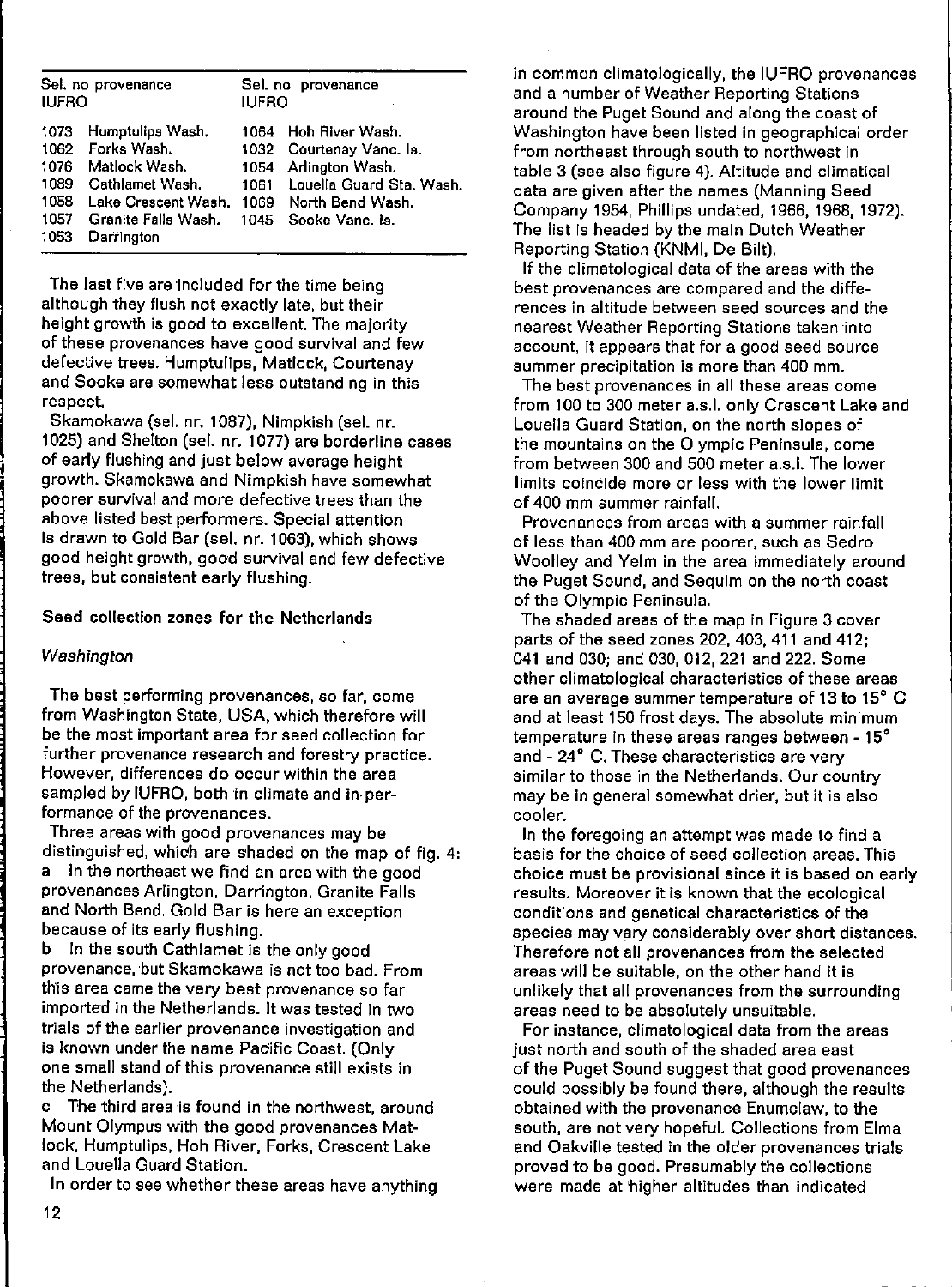| Sel. no IUFRO | provenance | Sel. no IUFRO | provenance |
|---|---|---|---|
| 1073 | Humptulips Wash. | 1064 | Hoh River Wash. |
| 1062 | Forks Wash. | 1032 | Courtenay Vanc. Is. |
| 1076 | Matlock Wash. | 1054 | Arlington Wash. |
| 1089 | Cathlamet Wash. | 1061 | Louella Guard Sta. Wash. |
| 1058 | Lake Crescent Wash. | 1069 | North Bend Wash. |
| 1057 | Granite Falls Wash. | 1045 | Sooke Vanc. Is. |
| 1053 | Darrington | | |

The last five are included for the time being although they flush not exactly late, but their height growth is good to excellent. The majority of these provenances have good survival and few defective trees. Humptulips, Matlock, Courtenay and Sooke are somewhat less outstanding in this respect.

Skamokawa (sel. nr. 1087), Nimpkish (sel. nr. 1025) and Shelton (sel. nr. 1077) are borderline cases of early flushing and just below average height growth. Skamokawa and Nimpkish have somewhat poorer survival and more defective trees than the above listed best performers. Special attention is drawn to Gold Bar (sel. nr. 1063), which shows good height growth, good survival and few defective trees, but consistent early flushing.

## Seed collection zones for the Netherlands

### *Washington*

The best performing provenances, so far, come from Washington State, USA, which therefore will be the most important area for seed collection for further provenance research and forestry practice. However, differences do occur within the area sampled by IUFRO, both in climate and in performance of the provenances.

Three areas with good provenances may be distinguished, which are shaded on the map of fig. 4:

a In the northeast we find an area with the good provenances Arlington, Darrington, Granite Falls and North Bend. Gold Bar is here an exception because of its early flushing.

b In the south Cathlamet is the only good provenance, but Skamokawa is not too bad. From this area came the very best provenance so far imported in the Netherlands. It was tested in two trials of the earlier provenance investigation and is known under the name Pacific Coast. (Only one small stand of this provenance still exists in the Netherlands).

c The third area is found in the northwest, around Mount Olympus with the good provenances Matlock, Humptulips, Hoh River, Forks, Crescent Lake and Louella Guard Station.

In order to see whether these areas have anything in common climatologically, the IUFRO provenances and a number of Weather Reporting Stations around the Puget Sound and along the coast of Washington have been listed in geographical order from northeast through south to northwest in table 3 (see also figure 4). Altitude and climatical data are given after the names (Manning Seed Company 1954, Phillips undated, 1966, 1968, 1972). The list is headed by the main Dutch Weather Reporting Station (KNMI, De Bilt).

If the climatological data of the areas with the best provenances are compared and the differences in altitude between seed sources and the nearest Weather Reporting Stations taken into account, it appears that for a good seed source summer precipitation is more than 400 mm.

The best provenances in all these areas come from 100 to 300 meter a.s.l. only Crescent Lake and Louella Guard Station, on the north slopes of the mountains on the Olympic Peninsula, come from between 300 and 500 meter a.s.l. The lower limits coincide more or less with the lower limit of 400 mm summer rainfall.

Provenances from areas with a summer rainfall of less than 400 mm are poorer, such as Sedro Woolley and Yelm in the area immediately around the Puget Sound, and Sequim on the north coast of the Olympic Peninsula.

The shaded areas of the map in Figure 3 cover parts of the seed zones 202, 403, 411 and 412; 041 and 030; and 030, 012, 221 and 222. Some other climatological characteristics of these areas are an average summer temperature of 13 to 15° C and at least 150 frost days. The absolute minimum temperature in these areas ranges between - 15° and - 24° C. These characteristics are very similar to those in the Netherlands. Our country may be in general somewhat drier, but it is also cooler.

In the foregoing an attempt was made to find a basis for the choice of seed collection areas. This choice must be provisional since it is based on early results. Moreover it is known that the ecological conditions and genetical characteristics of the species may vary considerably over short distances. Therefore not all provenances from the selected areas will be suitable, on the other hand it is unlikely that all provenances from the surrounding areas need to be absolutely unsuitable.

For instance, climatological data from the areas just north and south of the shaded area east of the Puget Sound suggest that good provenances could possibly be found there, although the results obtained with the provenance Enumclaw, to the south, are not very hopeful. Collections from Elma and Oakville tested in the older provenances trials proved to be good. Presumably the collections were made at higher altitudes than indicated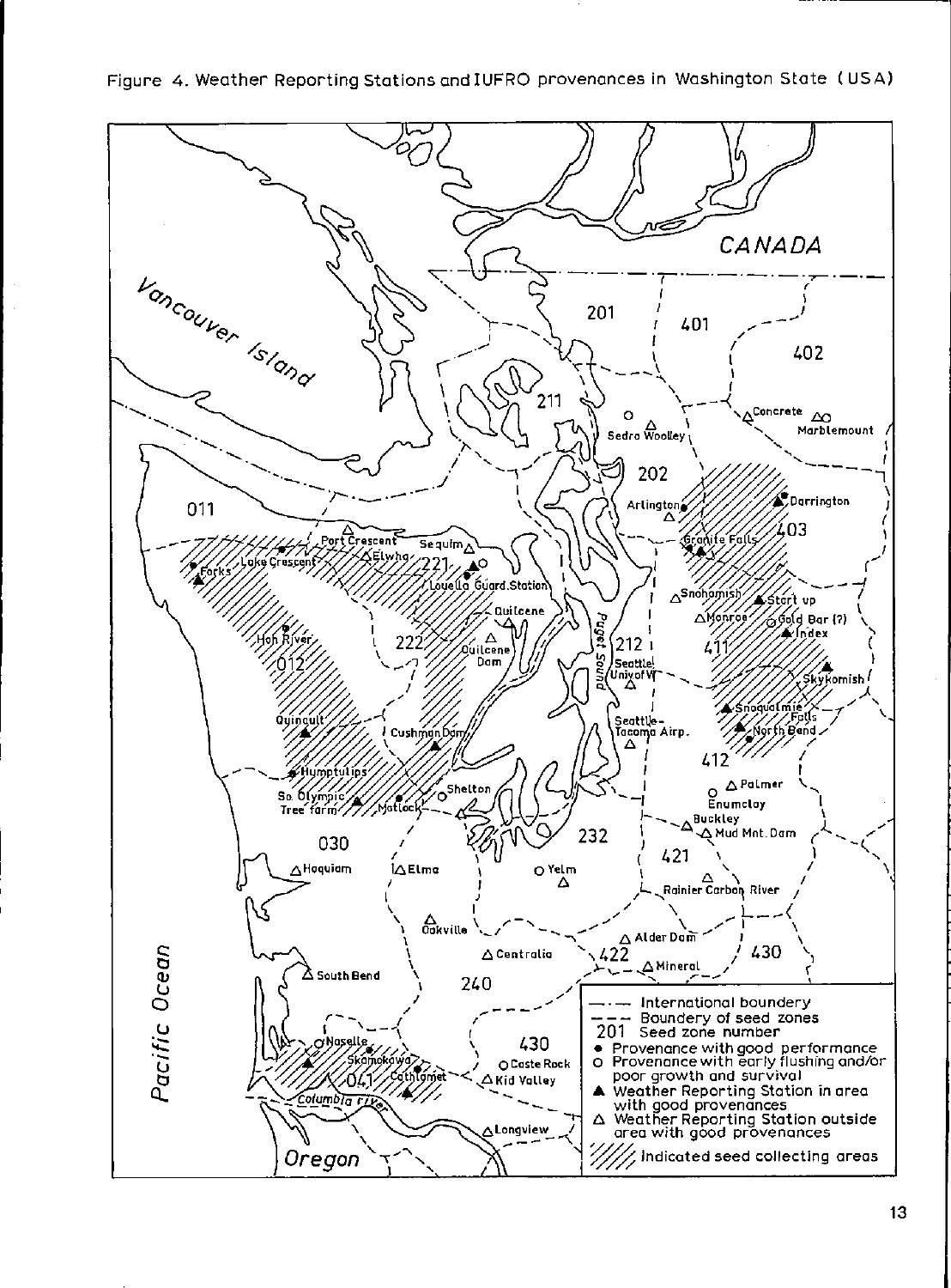Figure 4. Weather Reporting Stations and IUFRO provenances in Washington State (USA)

- —·— International boundery
- - - - Boundery of seed zones
- 201 Seed zone number
- ● Provenance with good performance
- ○ Provenance with early flushing and/or poor growth and survival
- ▲ Weather Reporting Station in area with good provenances
- △ Weather Reporting Station outside area with good provenances
- ////// Indicated seed collecting areas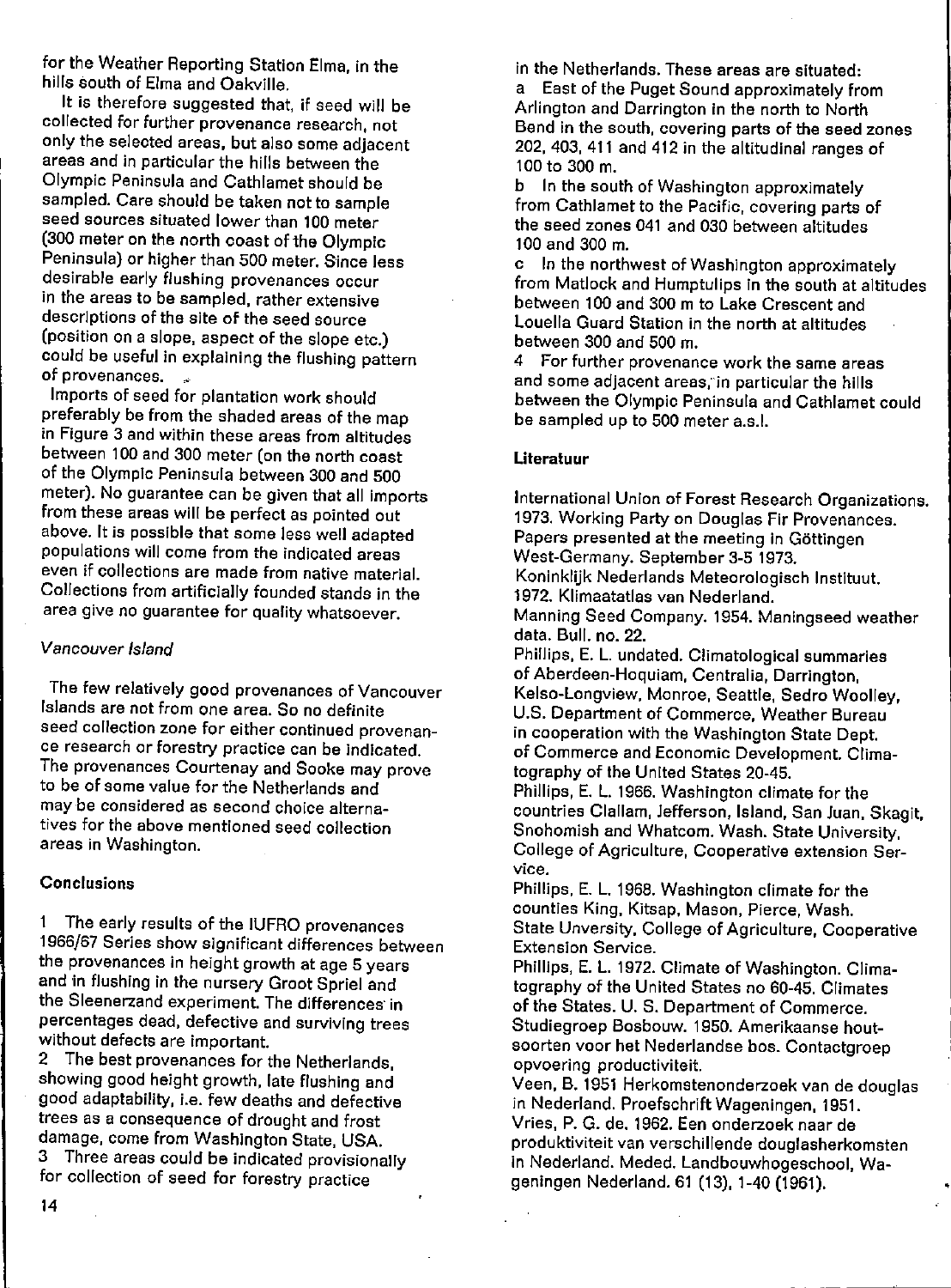for the Weather Reporting Station Elma, in the hills south of Elma and Oakville.

It is therefore suggested that, if seed will be collected for further provenance research, not only the selected areas, but also some adjacent areas and in particular the hills between the Olympic Peninsula and Cathlamet should be sampled. Care should be taken not to sample seed sources situated lower than 100 meter (300 meter on the north coast of the Olympic Peninsula) or higher than 500 meter. Since less desirable early flushing provenances occur in the areas to be sampled, rather extensive descriptions of the site of the seed source (position on a slope, aspect of the slope etc.) could be useful in explaining the flushing pattern of provenances.

Imports of seed for plantation work should preferably be from the shaded areas of the map in Figure 3 and within these areas from altitudes between 100 and 300 meter (on the north coast of the Olympic Peninsula between 300 and 500 meter). No guarantee can be given that all imports from these areas will be perfect as pointed out above. It is possible that some less well adapted populations will come from the indicated areas even if collections are made from native material. Collections from artificially founded stands in the area give no guarantee for quality whatsoever.

*Vancouver Island*

The few relatively good provenances of Vancouver Islands are not from one area. So no definite seed collection zone for either continued provenance research or forestry practice can be indicated. The provenances Courtenay and Sooke may prove to be of some value for the Netherlands and may be considered as second choice alternatives for the above mentioned seed collection areas in Washington.

### Conclusions

1 The early results of the IUFRO provenances 1966/67 Series show significant differences between the provenances in height growth at age 5 years and in flushing in the nursery Groot Spriel and the Sleenerzand experiment. The differences in percentages dead, defective and surviving trees without defects are important.

2 The best provenances for the Netherlands, showing good height growth, late flushing and good adaptability, i.e. few deaths and defective trees as a consequence of drought and frost damage, come from Washington State, USA.

3 Three areas could be indicated provisionally for collection of seed for forestry practice in the Netherlands. These areas are situated:

a East of the Puget Sound approximately from Arlington and Darrington in the north to North Bend in the south, covering parts of the seed zones 202, 403, 411 and 412 in the altitudinal ranges of 100 to 300 m.

b In the south of Washington approximately from Cathlamet to the Pacific, covering parts of the seed zones 041 and 030 between altitudes 100 and 300 m.

c In the northwest of Washington approximately from Matlock and Humptulips in the south at altitudes between 100 and 300 m to Lake Crescent and Louella Guard Station in the north at altitudes between 300 and 500 m.

4 For further provenance work the same areas and some adjacent areas, in particular the hills between the Olympic Peninsula and Cathlamet could be sampled up to 500 meter a.s.l.

### Literatuur

International Union of Forest Research Organizations. 1973. Working Party on Douglas Fir Provenances. Papers presented at the meeting in Göttingen West-Germany. September 3-5 1973.

Koninklijk Nederlands Meteorologisch Instituut. 1972. Klimaatatlas van Nederland.

Manning Seed Company. 1954. Maningseed weather data. Bull. no. 22.

Phillips, E. L. undated. Climatological summaries of Aberdeen-Hoquiam, Centralia, Darrington, Kelso-Longview, Monroe, Seattle, Sedro Woolley, U.S. Department of Commerce, Weather Bureau in cooperation with the Washington State Dept. of Commerce and Economic Development. Climatography of the United States 20-45.

Phillips, E. L. 1966. Washington climate for the countries Clallam, Jefferson, Island, San Juan, Skagit, Snohomish and Whatcom. Wash. State University, College of Agriculture, Cooperative extension Service.

Phillips, E. L. 1968. Washington climate for the counties King, Kitsap, Mason, Pierce, Wash. State Unversity, College of Agriculture, Cooperative Extension Service.

Phillips, E. L. 1972. Climate of Washington. Climatography of the United States no 60-45. Climates of the States. U. S. Department of Commerce.

Studiegroep Bosbouw. 1950. Amerikaanse houtsoorten voor het Nederlandse bos. Contactgroep opvoering productiviteit.

Veen, B. 1951 Herkomstenonderzoek van de douglas in Nederland. Proefschrift Wageningen, 1951.

Vries, P. G. de. 1962. Een onderzoek naar de produktiviteit van verschillende douglasherkomsten in Nederland. Meded. Landbouwhogeschool, Wageningen Nederland. 61 (13), 1-40 (1961).